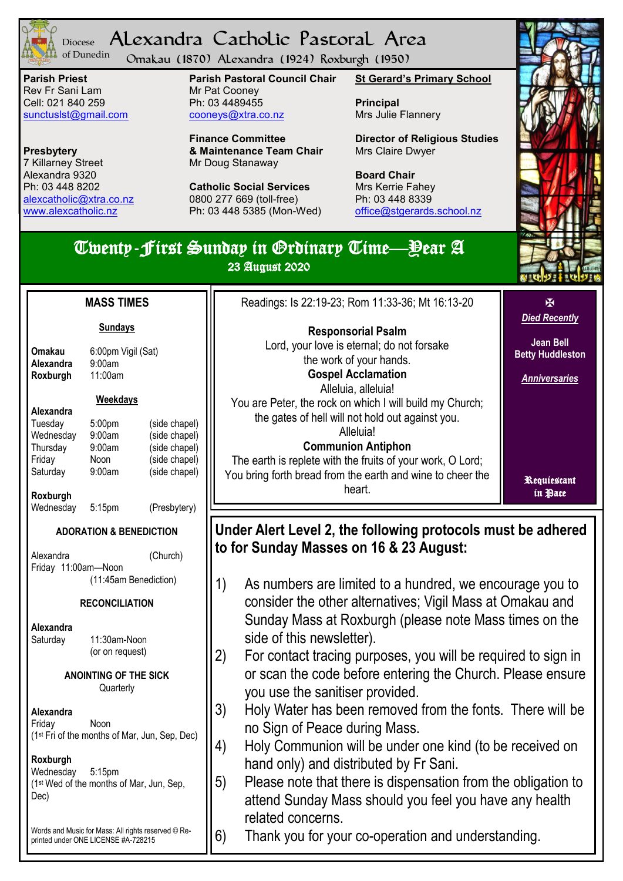Diocese of Dunedin

# Alexandra Catholic Pastoral Area

Omakau (1870) Alexandra (1924) Roxburgh (1950)

**Parish Priest**
Rev Fr Sani Lam
Cell: 021 840 259
sunctuslst@gmail.com

**Presbytery**
7 Killarney Street
Alexandra 9320
Ph: 03 448 8202
alexcatholic@xtra.co.nz
www.alexcatholic.nz

**Parish Pastoral Council Chair**
Mr Pat Cooney
Ph: 03 4489455
cooneys@xtra.co.nz

**Finance Committee & Maintenance Team Chair**
Mr Doug Stanaway

**Catholic Social Services**
0800 277 669 (toll-free)
Ph: 03 448 5385 (Mon-Wed)

**St Gerard's Primary School**

**Principal**
Mrs Julie Flannery

**Director of Religious Studies**
Mrs Claire Dwyer

**Board Chair**
Mrs Kerrie Fahey
Ph: 03 448 8339
office@stgerards.school.nz

## Twenty-First Sunday in Ordinary Time—Year A

23 August 2020

### MASS TIMES

**Sundays**

| | |
|---|---|
| **Omakau** | 6:00pm Vigil (Sat) |
| **Alexandra** | 9:00am |
| **Roxburgh** | 11:00am |

**Weekdays**

**Alexandra**

| | | |
|---|---|---|
| Tuesday | 5:00pm | (side chapel) |
| Wednesday | 9:00am | (side chapel) |
| Thursday | 9:00am | (side chapel) |
| Friday | Noon | (side chapel) |
| Saturday | 9:00am | (side chapel) |

**Roxburgh**

| | | |
|---|---|---|
| Wednesday | 5:15pm | (Presbytery) |

**ADORATION & BENEDICTION**

Alexandra (Church)
Friday 11:00am—Noon
(11:45am Benediction)

**RECONCILIATION**

**Alexandra**
Saturday 11:30am-Noon
(or on request)

**ANOINTING OF THE SICK**
Quarterly

**Alexandra**
Friday Noon
(1st Fri of the months of Mar, Jun, Sep, Dec)

**Roxburgh**
Wednesday 5:15pm
(1st Wed of the months of Mar, Jun, Sep, Dec)

Words and Music for Mass: All rights reserved © Re-printed under ONE LICENSE #A-728215

Readings: Is 22:19-23; Rom 11:33-36; Mt 16:13-20

**Responsorial Psalm**
Lord, your love is eternal; do not forsake the work of your hands.

**Gospel Acclamation**
Alleluia, alleluia!
You are Peter, the rock on which I will build my Church; the gates of hell will not hold out against you.
Alleluia!

**Communion Antiphon**
The earth is replete with the fruits of your work, O Lord;
You bring forth bread from the earth and wine to cheer the heart.

✠

***Died Recently***

**Jean Bell**
**Betty Huddleston**

***Anniversaries***

**Requiescant in Pace**

### Under Alert Level 2, the following protocols must be adhered to for Sunday Masses on 16 & 23 August:

1) As numbers are limited to a hundred, we encourage you to consider the other alternatives; Vigil Mass at Omakau and Sunday Mass at Roxburgh (please note Mass times on the side of this newsletter).
2) For contact tracing purposes, you will be required to sign in or scan the code before entering the Church. Please ensure you use the sanitiser provided.
3) Holy Water has been removed from the fonts. There will be no Sign of Peace during Mass.
4) Holy Communion will be under one kind (to be received on hand only) and distributed by Fr Sani.
5) Please note that there is dispensation from the obligation to attend Sunday Mass should you feel you have any health related concerns.
6) Thank you for your co-operation and understanding.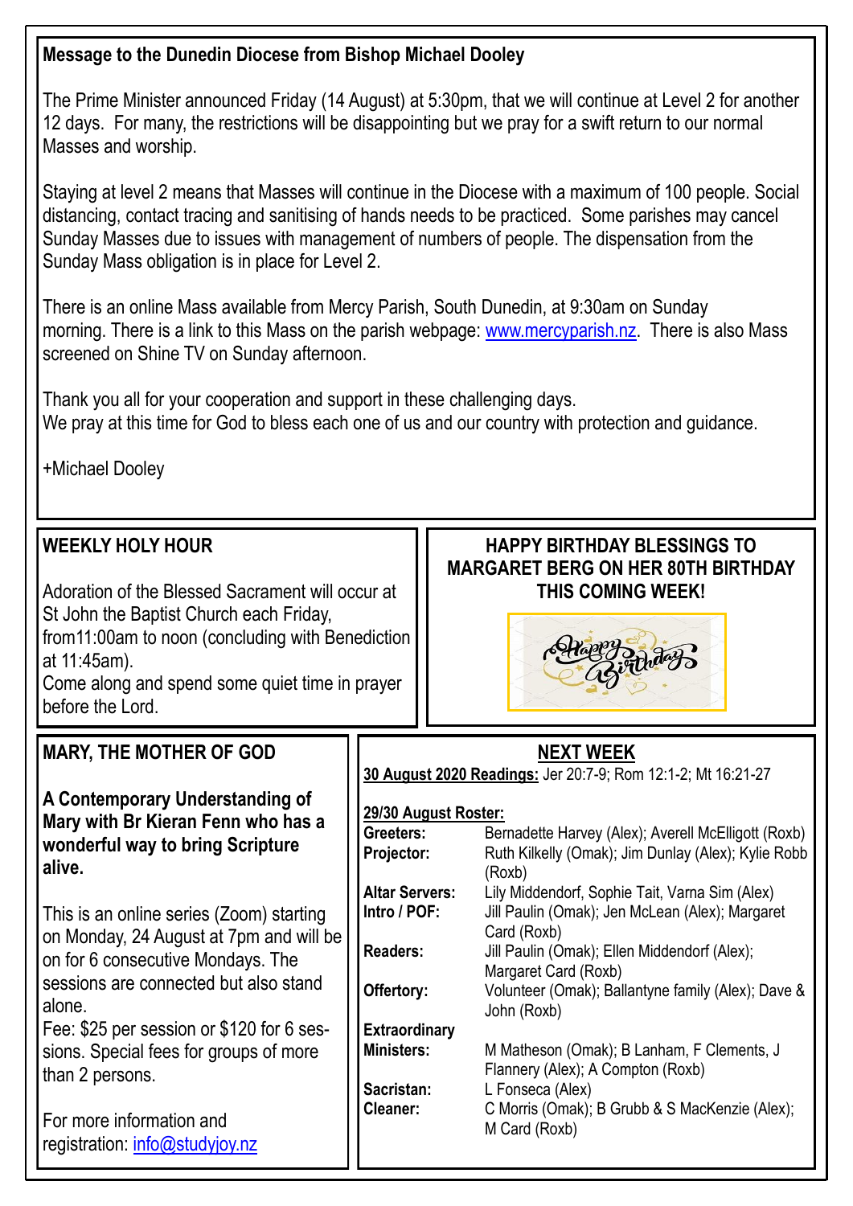## Message to the Dunedin Diocese from Bishop Michael Dooley

The Prime Minister announced Friday (14 August) at 5:30pm, that we will continue at Level 2 for another 12 days. For many, the restrictions will be disappointing but we pray for a swift return to our normal Masses and worship.

Staying at level 2 means that Masses will continue in the Diocese with a maximum of 100 people. Social distancing, contact tracing and sanitising of hands needs to be practiced. Some parishes may cancel Sunday Masses due to issues with management of numbers of people. The dispensation from the Sunday Mass obligation is in place for Level 2.

There is an online Mass available from Mercy Parish, South Dunedin, at 9:30am on Sunday morning. There is a link to this Mass on the parish webpage: www.mercyparish.nz. There is also Mass screened on Shine TV on Sunday afternoon.

Thank you all for your cooperation and support in these challenging days.
We pray at this time for God to bless each one of us and our country with protection and guidance.

+Michael Dooley

## WEEKLY HOLY HOUR

Adoration of the Blessed Sacrament will occur at St John the Baptist Church each Friday, from11:00am to noon (concluding with Benediction at 11:45am).
Come along and spend some quiet time in prayer before the Lord.

## HAPPY BIRTHDAY BLESSINGS TO MARGARET BERG ON HER 80TH BIRTHDAY THIS COMING WEEK!

## MARY, THE MOTHER OF GOD

**A Contemporary Understanding of Mary with Br Kieran Fenn who has a wonderful way to bring Scripture alive.**

This is an online series (Zoom) starting on Monday, 24 August at 7pm and will be on for 6 consecutive Mondays. The sessions are connected but also stand alone.
Fee: $25 per session or $120 for 6 sessions. Special fees for groups of more than 2 persons.

For more information and registration: info@studyjoy.nz

## NEXT WEEK

**30 August 2020 Readings:** Jer 20:7-9; Rom 12:1-2; Mt 16:21-27

**29/30 August Roster:**

| | |
|---|---|
| **Greeters:** | Bernadette Harvey (Alex); Averell McElligott (Roxb) |
| **Projector:** | Ruth Kilkelly (Omak); Jim Dunlay (Alex); Kylie Robb (Roxb) |
| **Altar Servers:** | Lily Middendorf, Sophie Tait, Varna Sim (Alex) |
| **Intro / POF:** | Jill Paulin (Omak); Jen McLean (Alex); Margaret Card (Roxb) |
| **Readers:** | Jill Paulin (Omak); Ellen Middendorf (Alex); Margaret Card (Roxb) |
| **Offertory:** | Volunteer (Omak); Ballantyne family (Alex); Dave & John (Roxb) |
| **Extraordinary Ministers:** | M Matheson (Omak); B Lanham, F Clements, J Flannery (Alex); A Compton (Roxb) |
| **Sacristan:** | L Fonseca (Alex) |
| **Cleaner:** | C Morris (Omak); B Grubb & S MacKenzie (Alex); M Card (Roxb) |